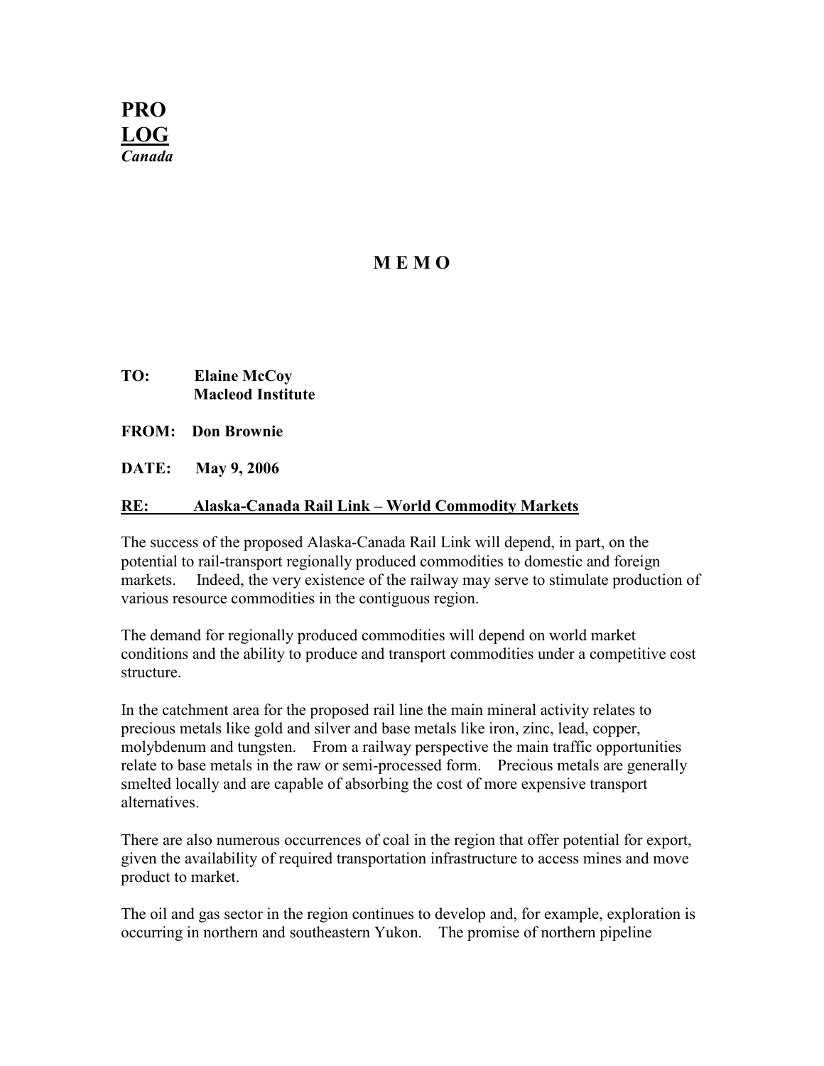**PRO**
**LOG**
***Canada***

# M E M O

**TO:** **Elaine McCoy**
**Macleod Institute**

**FROM:** **Don Brownie**

**DATE:** **May 9, 2006**

**RE: Alaska-Canada Rail Link – World Commodity Markets**

The success of the proposed Alaska-Canada Rail Link will depend, in part, on the potential to rail-transport regionally produced commodities to domestic and foreign markets. Indeed, the very existence of the railway may serve to stimulate production of various resource commodities in the contiguous region.

The demand for regionally produced commodities will depend on world market conditions and the ability to produce and transport commodities under a competitive cost structure.

In the catchment area for the proposed rail line the main mineral activity relates to precious metals like gold and silver and base metals like iron, zinc, lead, copper, molybdenum and tungsten. From a railway perspective the main traffic opportunities relate to base metals in the raw or semi-processed form. Precious metals are generally smelted locally and are capable of absorbing the cost of more expensive transport alternatives.

There are also numerous occurrences of coal in the region that offer potential for export, given the availability of required transportation infrastructure to access mines and move product to market.

The oil and gas sector in the region continues to develop and, for example, exploration is occurring in northern and southeastern Yukon. The promise of northern pipeline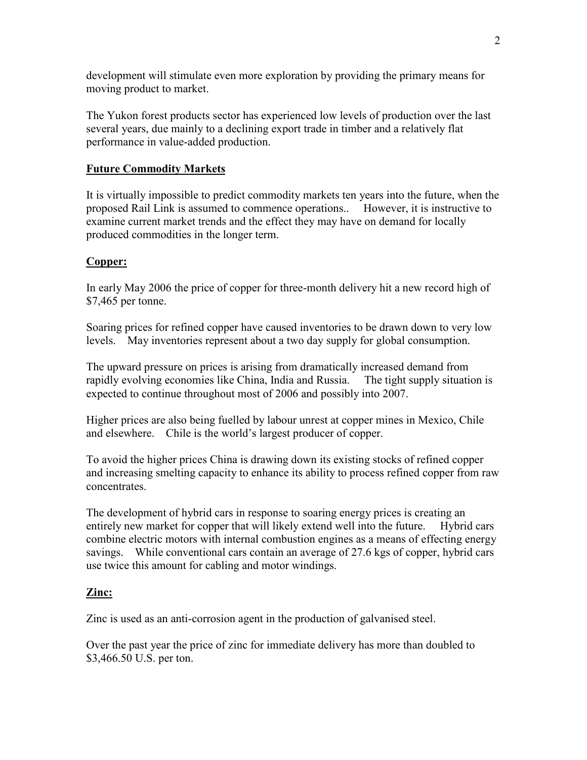development will stimulate even more exploration by providing the primary means for moving product to market.

The Yukon forest products sector has experienced low levels of production over the last several years, due mainly to a declining export trade in timber and a relatively flat performance in value-added production.

## Future Commodity Markets

It is virtually impossible to predict commodity markets ten years into the future, when the proposed Rail Link is assumed to commence operations.. However, it is instructive to examine current market trends and the effect they may have on demand for locally produced commodities in the longer term.

### Copper:

In early May 2006 the price of copper for three-month delivery hit a new record high of $7,465 per tonne.

Soaring prices for refined copper have caused inventories to be drawn down to very low levels. May inventories represent about a two day supply for global consumption.

The upward pressure on prices is arising from dramatically increased demand from rapidly evolving economies like China, India and Russia. The tight supply situation is expected to continue throughout most of 2006 and possibly into 2007.

Higher prices are also being fuelled by labour unrest at copper mines in Mexico, Chile and elsewhere. Chile is the world's largest producer of copper.

To avoid the higher prices China is drawing down its existing stocks of refined copper and increasing smelting capacity to enhance its ability to process refined copper from raw concentrates.

The development of hybrid cars in response to soaring energy prices is creating an entirely new market for copper that will likely extend well into the future. Hybrid cars combine electric motors with internal combustion engines as a means of effecting energy savings. While conventional cars contain an average of 27.6 kgs of copper, hybrid cars use twice this amount for cabling and motor windings.

### Zinc:

Zinc is used as an anti-corrosion agent in the production of galvanised steel.

Over the past year the price of zinc for immediate delivery has more than doubled to $3,466.50 U.S. per ton.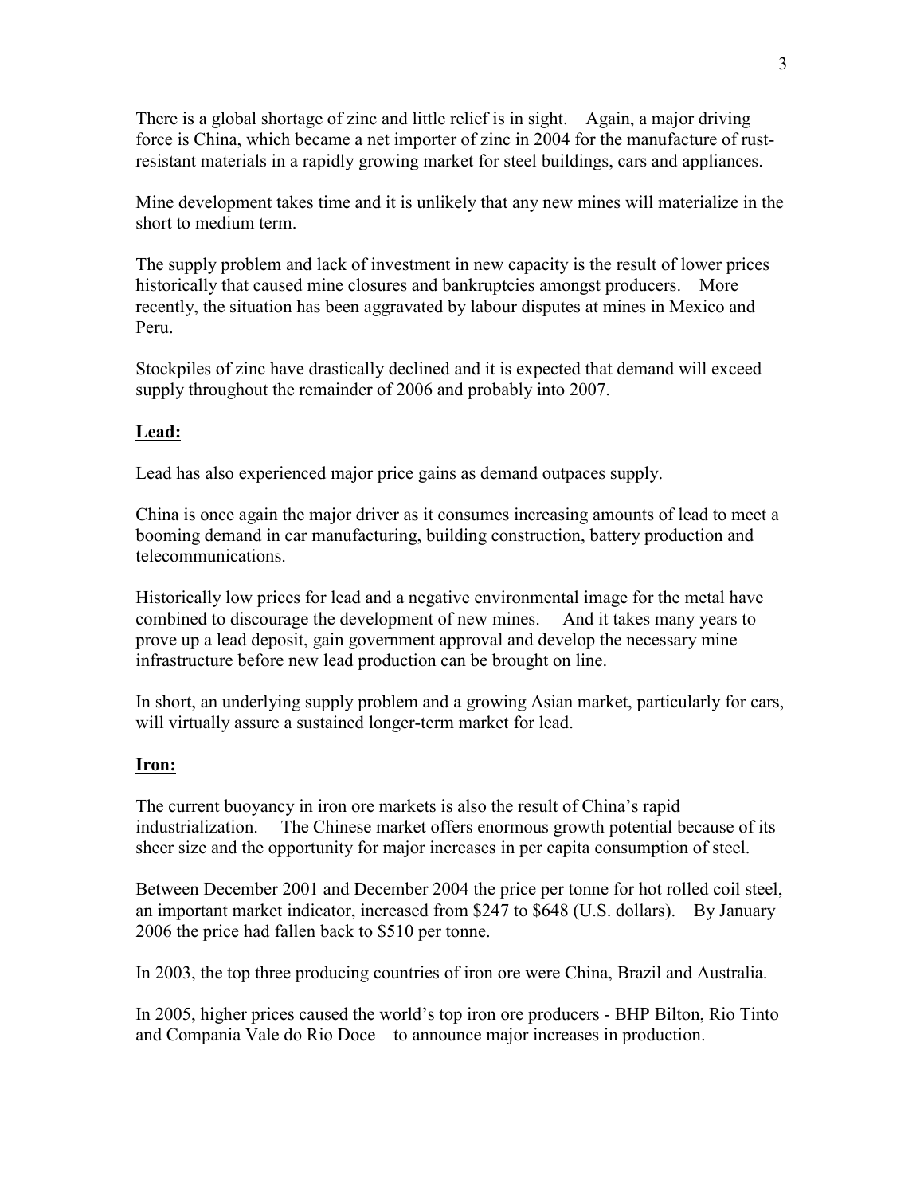There is a global shortage of zinc and little relief is in sight. Again, a major driving force is China, which became a net importer of zinc in 2004 for the manufacture of rust-resistant materials in a rapidly growing market for steel buildings, cars and appliances.

Mine development takes time and it is unlikely that any new mines will materialize in the short to medium term.

The supply problem and lack of investment in new capacity is the result of lower prices historically that caused mine closures and bankruptcies amongst producers. More recently, the situation has been aggravated by labour disputes at mines in Mexico and Peru.

Stockpiles of zinc have drastically declined and it is expected that demand will exceed supply throughout the remainder of 2006 and probably into 2007.

**Lead:**

Lead has also experienced major price gains as demand outpaces supply.

China is once again the major driver as it consumes increasing amounts of lead to meet a booming demand in car manufacturing, building construction, battery production and telecommunications.

Historically low prices for lead and a negative environmental image for the metal have combined to discourage the development of new mines. And it takes many years to prove up a lead deposit, gain government approval and develop the necessary mine infrastructure before new lead production can be brought on line.

In short, an underlying supply problem and a growing Asian market, particularly for cars, will virtually assure a sustained longer-term market for lead.

**Iron:**

The current buoyancy in iron ore markets is also the result of China's rapid industrialization. The Chinese market offers enormous growth potential because of its sheer size and the opportunity for major increases in per capita consumption of steel.

Between December 2001 and December 2004 the price per tonne for hot rolled coil steel, an important market indicator, increased from $247 to $648 (U.S. dollars). By January 2006 the price had fallen back to $510 per tonne.

In 2003, the top three producing countries of iron ore were China, Brazil and Australia.

In 2005, higher prices caused the world's top iron ore producers - BHP Bilton, Rio Tinto and Compania Vale do Rio Doce – to announce major increases in production.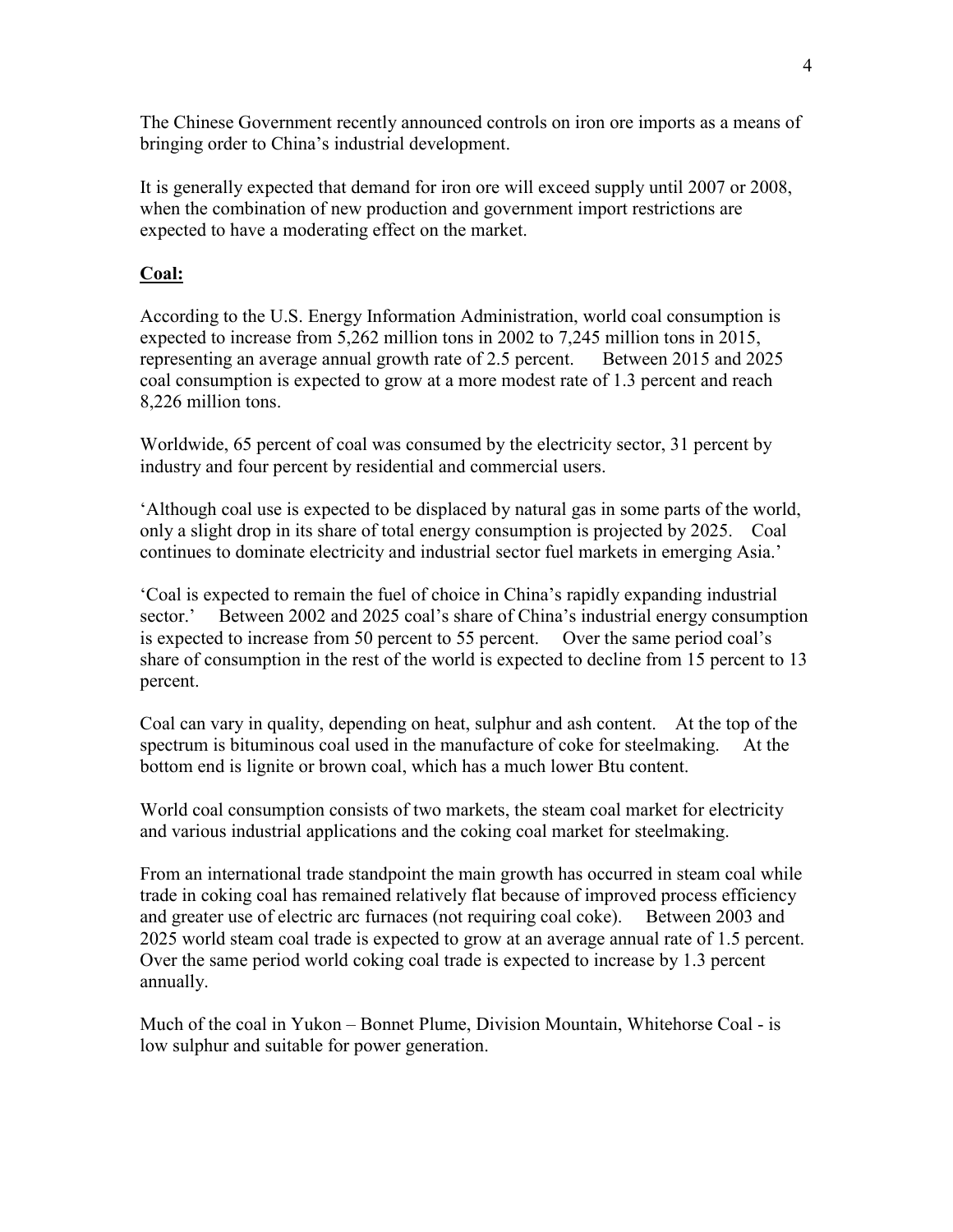The Chinese Government recently announced controls on iron ore imports as a means of bringing order to China's industrial development.

It is generally expected that demand for iron ore will exceed supply until 2007 or 2008, when the combination of new production and government import restrictions are expected to have a moderating effect on the market.

**Coal:**

According to the U.S. Energy Information Administration, world coal consumption is expected to increase from 5,262 million tons in 2002 to 7,245 million tons in 2015, representing an average annual growth rate of 2.5 percent. Between 2015 and 2025 coal consumption is expected to grow at a more modest rate of 1.3 percent and reach 8,226 million tons.

Worldwide, 65 percent of coal was consumed by the electricity sector, 31 percent by industry and four percent by residential and commercial users.

'Although coal use is expected to be displaced by natural gas in some parts of the world, only a slight drop in its share of total energy consumption is projected by 2025. Coal continues to dominate electricity and industrial sector fuel markets in emerging Asia.'

'Coal is expected to remain the fuel of choice in China's rapidly expanding industrial sector.' Between 2002 and 2025 coal's share of China's industrial energy consumption is expected to increase from 50 percent to 55 percent. Over the same period coal's share of consumption in the rest of the world is expected to decline from 15 percent to 13 percent.

Coal can vary in quality, depending on heat, sulphur and ash content. At the top of the spectrum is bituminous coal used in the manufacture of coke for steelmaking. At the bottom end is lignite or brown coal, which has a much lower Btu content.

World coal consumption consists of two markets, the steam coal market for electricity and various industrial applications and the coking coal market for steelmaking.

From an international trade standpoint the main growth has occurred in steam coal while trade in coking coal has remained relatively flat because of improved process efficiency and greater use of electric arc furnaces (not requiring coal coke). Between 2003 and 2025 world steam coal trade is expected to grow at an average annual rate of 1.5 percent. Over the same period world coking coal trade is expected to increase by 1.3 percent annually.

Much of the coal in Yukon – Bonnet Plume, Division Mountain, Whitehorse Coal - is low sulphur and suitable for power generation.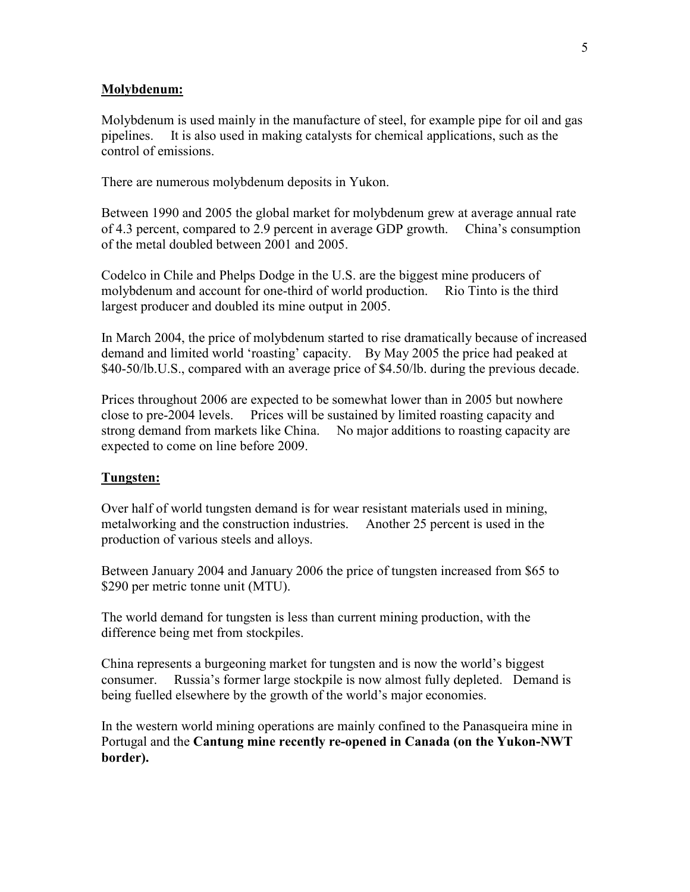**Molybdenum:**

Molybdenum is used mainly in the manufacture of steel, for example pipe for oil and gas pipelines. It is also used in making catalysts for chemical applications, such as the control of emissions.

There are numerous molybdenum deposits in Yukon.

Between 1990 and 2005 the global market for molybdenum grew at average annual rate of 4.3 percent, compared to 2.9 percent in average GDP growth. China's consumption of the metal doubled between 2001 and 2005.

Codelco in Chile and Phelps Dodge in the U.S. are the biggest mine producers of molybdenum and account for one-third of world production. Rio Tinto is the third largest producer and doubled its mine output in 2005.

In March 2004, the price of molybdenum started to rise dramatically because of increased demand and limited world 'roasting' capacity. By May 2005 the price had peaked at $40-50/lb.U.S., compared with an average price of $4.50/lb. during the previous decade.

Prices throughout 2006 are expected to be somewhat lower than in 2005 but nowhere close to pre-2004 levels. Prices will be sustained by limited roasting capacity and strong demand from markets like China. No major additions to roasting capacity are expected to come on line before 2009.

**Tungsten:**

Over half of world tungsten demand is for wear resistant materials used in mining, metalworking and the construction industries. Another 25 percent is used in the production of various steels and alloys.

Between January 2004 and January 2006 the price of tungsten increased from $65 to $290 per metric tonne unit (MTU).

The world demand for tungsten is less than current mining production, with the difference being met from stockpiles.

China represents a burgeoning market for tungsten and is now the world's biggest consumer. Russia's former large stockpile is now almost fully depleted. Demand is being fuelled elsewhere by the growth of the world's major economies.

In the western world mining operations are mainly confined to the Panasqueira mine in Portugal and the **Cantung mine recently re-opened in Canada (on the Yukon-NWT border).**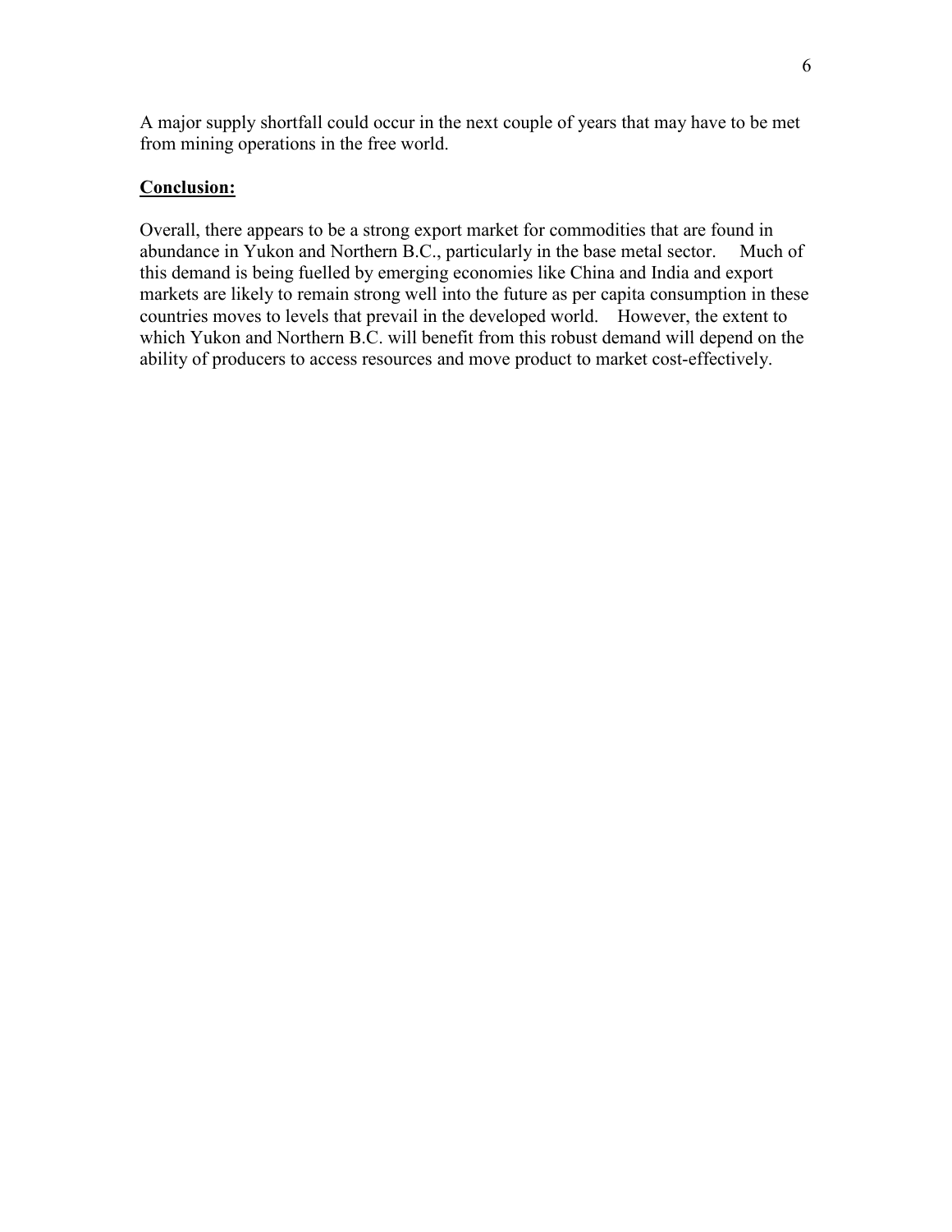A major supply shortfall could occur in the next couple of years that may have to be met from mining operations in the free world.

**Conclusion:**

Overall, there appears to be a strong export market for commodities that are found in abundance in Yukon and Northern B.C., particularly in the base metal sector. Much of this demand is being fuelled by emerging economies like China and India and export markets are likely to remain strong well into the future as per capita consumption in these countries moves to levels that prevail in the developed world. However, the extent to which Yukon and Northern B.C. will benefit from this robust demand will depend on the ability of producers to access resources and move product to market cost-effectively.